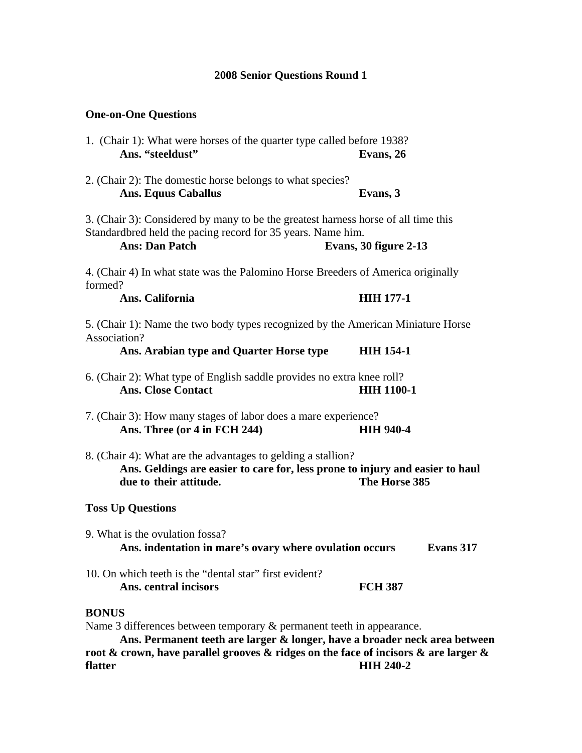# 2008 Senior Questions Round 1

## One-on-One Questions

1. (Chair 1): What were horses of the quarter type called before 1938?
   **Ans. "steeldust"** **Evans, 26**

2. (Chair 2): The domestic horse belongs to what species?
   **Ans. Equus Caballus** **Evans, 3**

3. (Chair 3): Considered by many to be the greatest harness horse of all time this Standardbred held the pacing record for 35 years. Name him.
   **Ans: Dan Patch** **Evans, 30 figure 2-13**

4. (Chair 4) In what state was the Palomino Horse Breeders of America originally formed?
   **Ans. California** **HIH 177-1**

5. (Chair 1): Name the two body types recognized by the American Miniature Horse Association?
   **Ans. Arabian type and Quarter Horse type** **HIH 154-1**

6. (Chair 2): What type of English saddle provides no extra knee roll?
   **Ans. Close Contact** **HIH 1100-1**

7. (Chair 3): How many stages of labor does a mare experience?
   **Ans. Three (or 4 in FCH 244)** **HIH 940-4**

8. (Chair 4): What are the advantages to gelding a stallion?
   **Ans. Geldings are easier to care for, less prone to injury and easier to haul due to their attitude.** **The Horse 385**

## Toss Up Questions

9. What is the ovulation fossa?
   **Ans. indentation in mare's ovary where ovulation occurs** **Evans 317**

10. On which teeth is the "dental star" first evident?
    **Ans. central incisors** **FCH 387**

**BONUS**

Name 3 differences between temporary & permanent teeth in appearance.

**Ans. Permanent teeth are larger & longer, have a broader neck area between root & crown, have parallel grooves & ridges on the face of incisors & are larger & flatter** **HIH 240-2**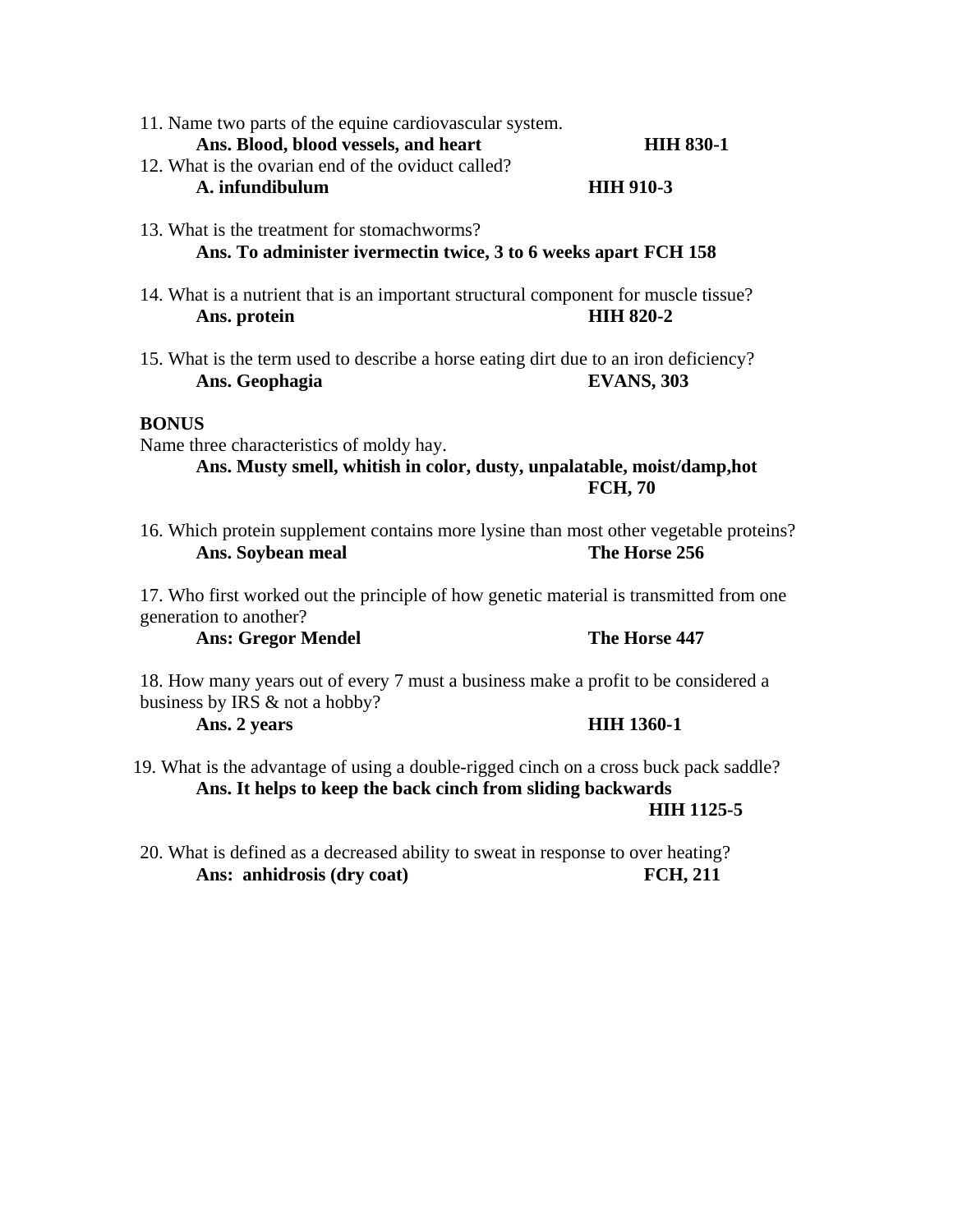11. Name two parts of the equine cardiovascular system.
    **Ans. Blood, blood vessels, and heart** **HIH 830-1**

12. What is the ovarian end of the oviduct called?
    **A. infundibulum** **HIH 910-3**

13. What is the treatment for stomachworms?
    **Ans. To administer ivermectin twice, 3 to 6 weeks apart FCH 158**

14. What is a nutrient that is an important structural component for muscle tissue?
    **Ans. protein** **HIH 820-2**

15. What is the term used to describe a horse eating dirt due to an iron deficiency?
    **Ans. Geophagia** **EVANS, 303**

**BONUS**

Name three characteristics of moldy hay.
    **Ans. Musty smell, whitish in color, dusty, unpalatable, moist/damp,hot**
    **FCH, 70**

16. Which protein supplement contains more lysine than most other vegetable proteins?
    **Ans. Soybean meal** **The Horse 256**

17. Who first worked out the principle of how genetic material is transmitted from one generation to another?
    **Ans: Gregor Mendel** **The Horse 447**

18. How many years out of every 7 must a business make a profit to be considered a business by IRS & not a hobby?
    **Ans. 2 years** **HIH 1360-1**

19. What is the advantage of using a double-rigged cinch on a cross buck pack saddle?
    **Ans. It helps to keep the back cinch from sliding backwards**
    **HIH 1125-5**

20. What is defined as a decreased ability to sweat in response to over heating?
    **Ans: anhidrosis (dry coat)** **FCH, 211**